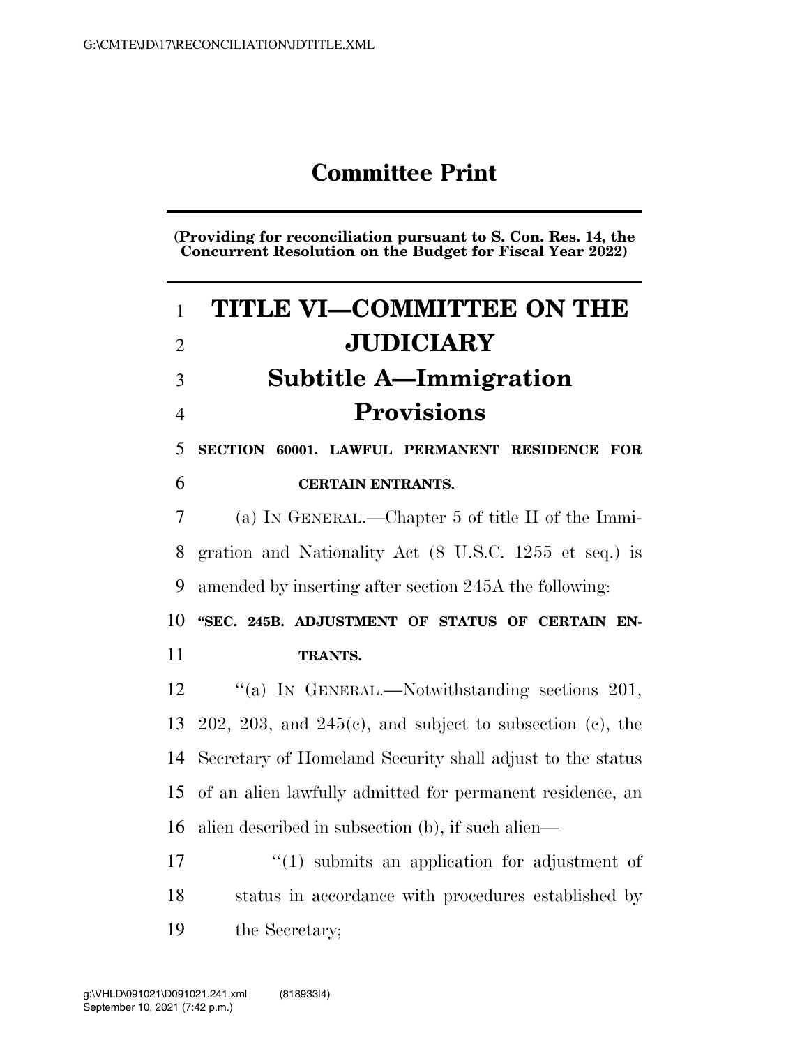# Committee Print

**(Providing for reconciliation pursuant to S. Con. Res. 14, the Concurrent Resolution on the Budget for Fiscal Year 2022)**

# TITLE VI—COMMITTEE ON THE JUDICIARY

## Subtitle A—Immigration Provisions

### SECTION 60001. LAWFUL PERMANENT RESIDENCE FOR CERTAIN ENTRANTS.

(a) IN GENERAL.—Chapter 5 of title II of the Immigration and Nationality Act (8 U.S.C. 1255 et seq.) is amended by inserting after section 245A the following:

**"SEC. 245B. ADJUSTMENT OF STATUS OF CERTAIN ENTRANTS.**

"(a) IN GENERAL.—Notwithstanding sections 201, 202, 203, and 245(c), and subject to subsection (c), the Secretary of Homeland Security shall adjust to the status of an alien lawfully admitted for permanent residence, an alien described in subsection (b), if such alien—

"(1) submits an application for adjustment of status in accordance with procedures established by the Secretary;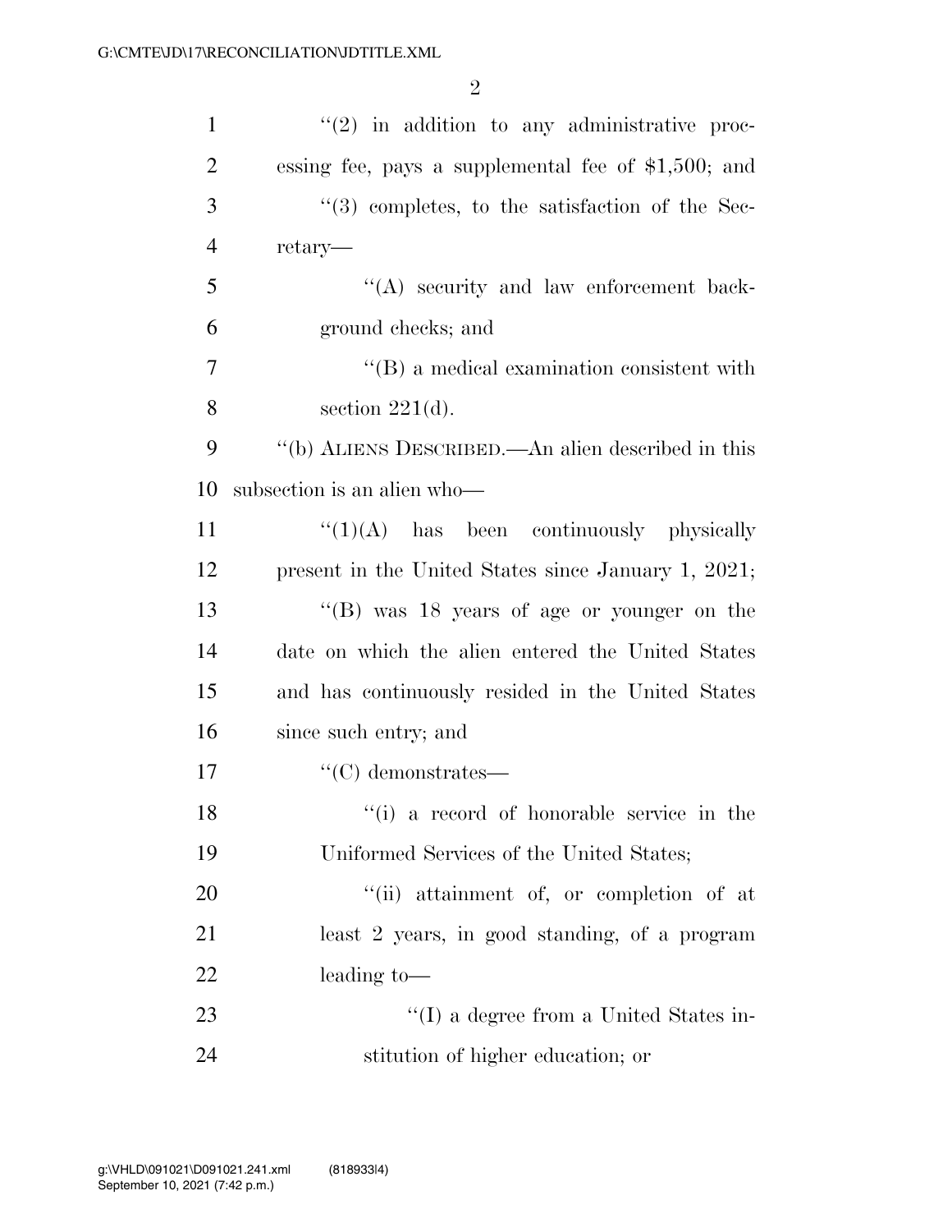''(2) in addition to any administrative processing fee, pays a supplemental fee of $1,500; and

''(3) completes, to the satisfaction of the Secretary—

''(A) security and law enforcement background checks; and

''(B) a medical examination consistent with section 221(d).

''(b) ALIENS DESCRIBED.—An alien described in this subsection is an alien who—

''(1)(A) has been continuously physically present in the United States since January 1, 2021;

''(B) was 18 years of age or younger on the date on which the alien entered the United States and has continuously resided in the United States since such entry; and

''(C) demonstrates—

''(i) a record of honorable service in the Uniformed Services of the United States;

''(ii) attainment of, or completion of at least 2 years, in good standing, of a program leading to—

''(I) a degree from a United States institution of higher education; or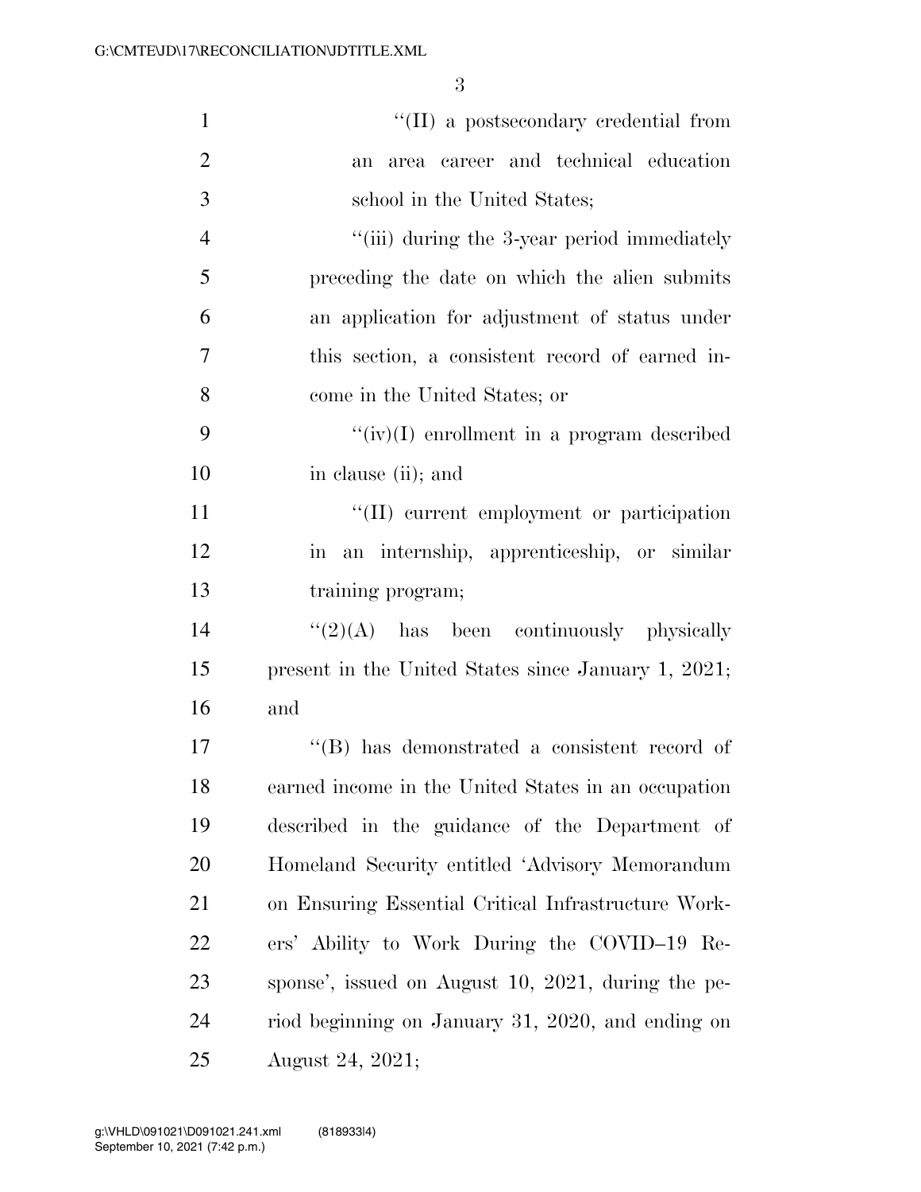"(II) a postsecondary credential from an area career and technical education school in the United States;

"(iii) during the 3-year period immediately preceding the date on which the alien submits an application for adjustment of status under this section, a consistent record of earned income in the United States; or

"(iv)(I) enrollment in a program described in clause (ii); and

"(II) current employment or participation in an internship, apprenticeship, or similar training program;

"(2)(A) has been continuously physically present in the United States since January 1, 2021; and

"(B) has demonstrated a consistent record of earned income in the United States in an occupation described in the guidance of the Department of Homeland Security entitled 'Advisory Memorandum on Ensuring Essential Critical Infrastructure Workers' Ability to Work During the COVID–19 Response', issued on August 10, 2021, during the period beginning on January 31, 2020, and ending on August 24, 2021;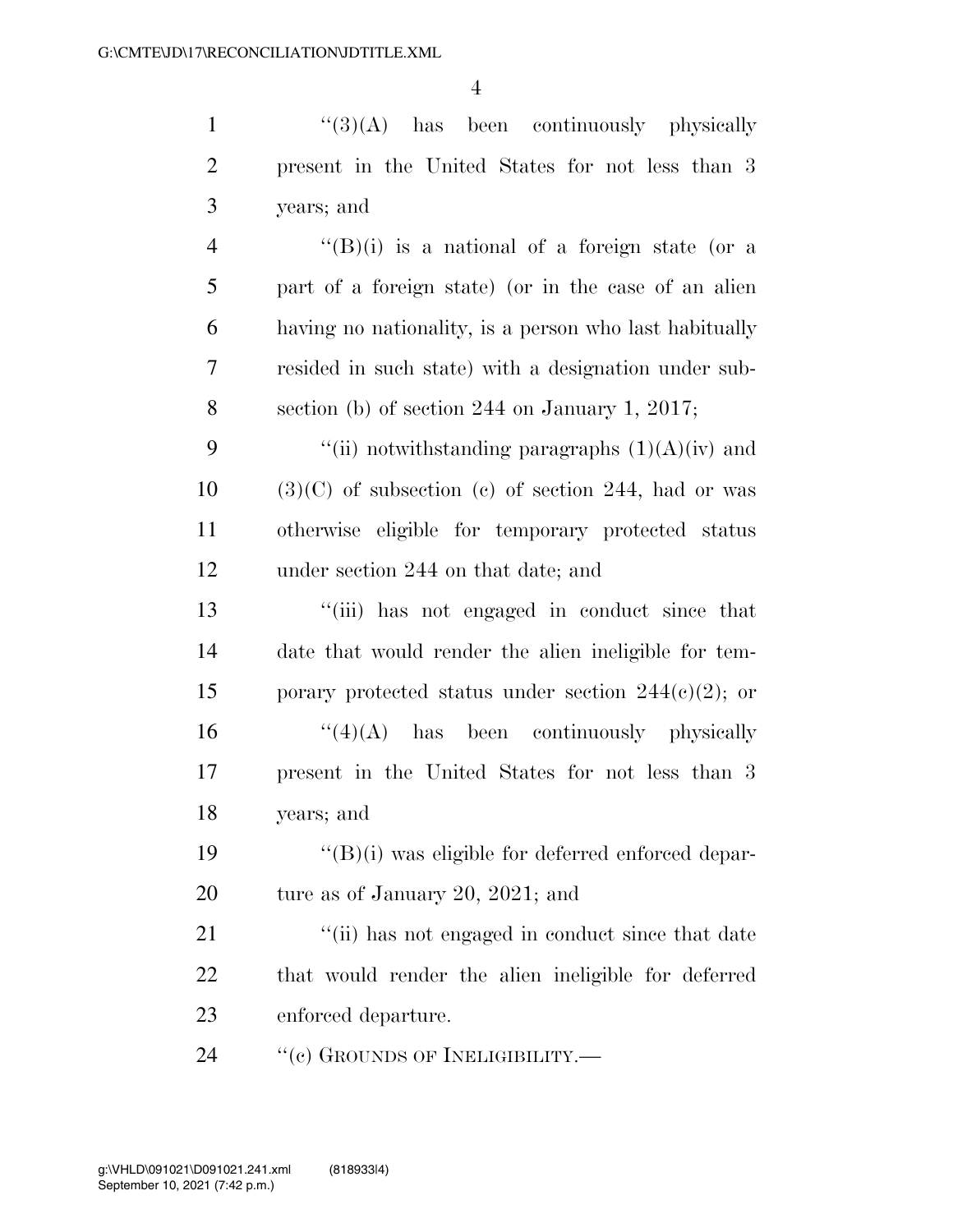''(3)(A) has been continuously physically present in the United States for not less than 3 years; and

''(B)(i) is a national of a foreign state (or a part of a foreign state) (or in the case of an alien having no nationality, is a person who last habitually resided in such state) with a designation under subsection (b) of section 244 on January 1, 2017;

''(ii) notwithstanding paragraphs (1)(A)(iv) and (3)(C) of subsection (c) of section 244, had or was otherwise eligible for temporary protected status under section 244 on that date; and

''(iii) has not engaged in conduct since that date that would render the alien ineligible for temporary protected status under section 244(c)(2); or

''(4)(A) has been continuously physically present in the United States for not less than 3 years; and

''(B)(i) was eligible for deferred enforced departure as of January 20, 2021; and

''(ii) has not engaged in conduct since that date that would render the alien ineligible for deferred enforced departure.

''(c) GROUNDS OF INELIGIBILITY.—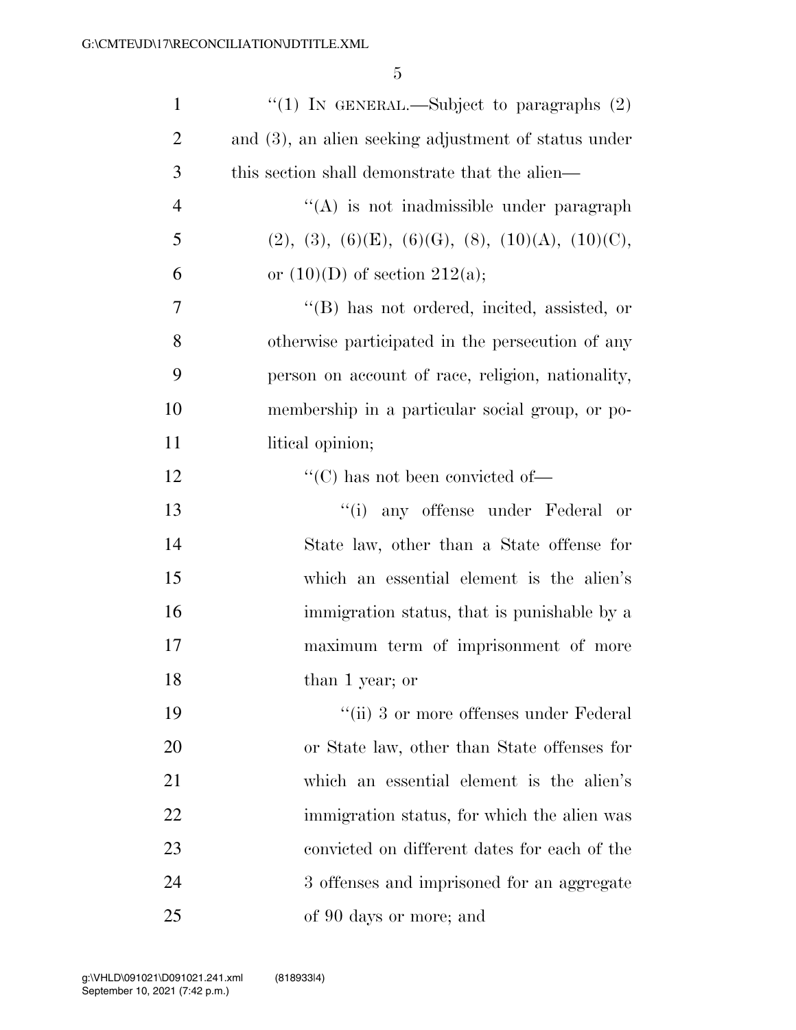"(1) IN GENERAL.—Subject to paragraphs (2) and (3), an alien seeking adjustment of status under this section shall demonstrate that the alien—

"(A) is not inadmissible under paragraph (2), (3), (6)(E), (6)(G), (8), (10)(A), (10)(C), or (10)(D) of section 212(a);

"(B) has not ordered, incited, assisted, or otherwise participated in the persecution of any person on account of race, religion, nationality, membership in a particular social group, or political opinion;

"(C) has not been convicted of—

"(i) any offense under Federal or State law, other than a State offense for which an essential element is the alien's immigration status, that is punishable by a maximum term of imprisonment of more than 1 year; or

"(ii) 3 or more offenses under Federal or State law, other than State offenses for which an essential element is the alien's immigration status, for which the alien was convicted on different dates for each of the 3 offenses and imprisoned for an aggregate of 90 days or more; and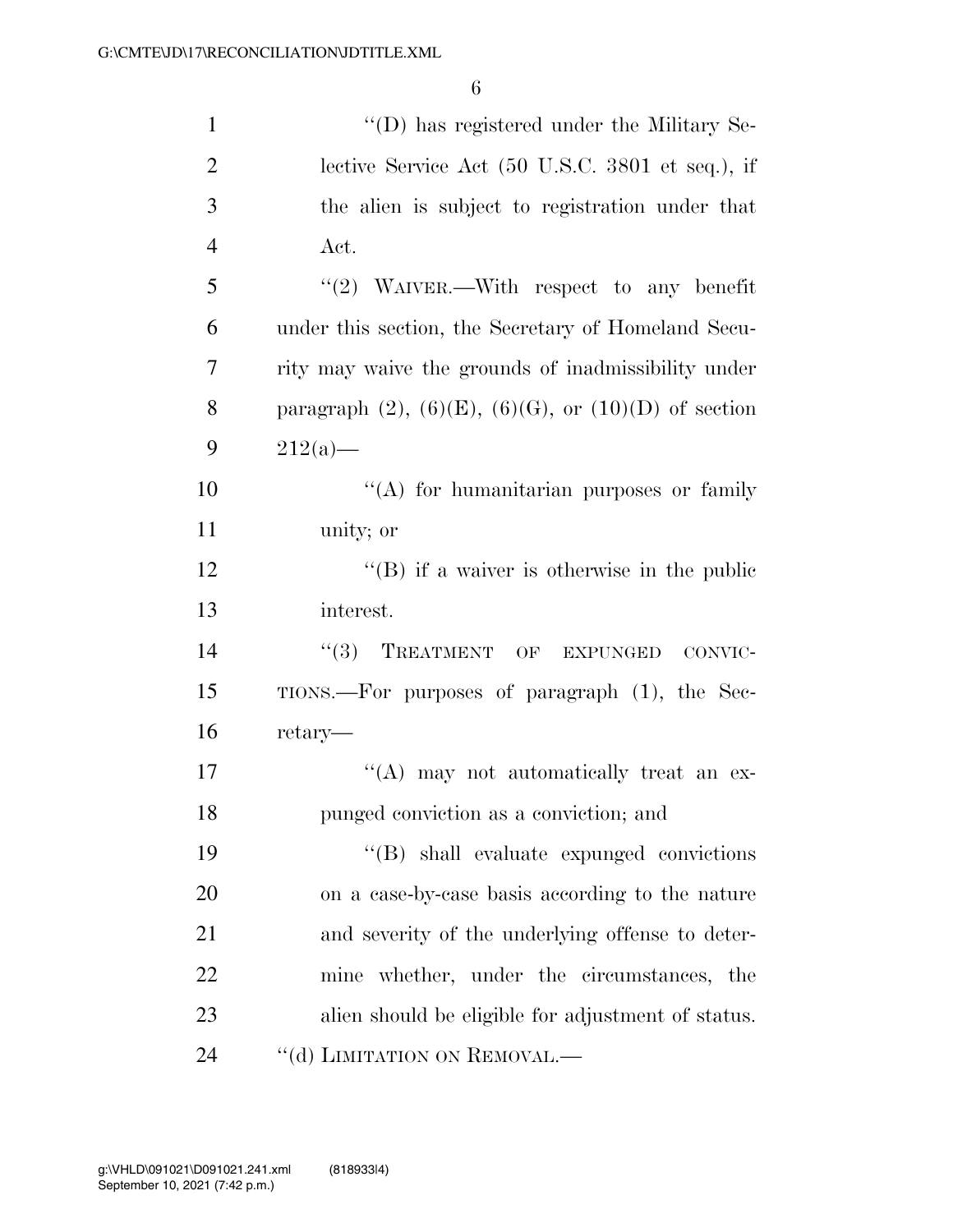''(D) has registered under the Military Selective Service Act (50 U.S.C. 3801 et seq.), if the alien is subject to registration under that Act.

''(2) WAIVER.—With respect to any benefit under this section, the Secretary of Homeland Security may waive the grounds of inadmissibility under paragraph (2), (6)(E), (6)(G), or (10)(D) of section 212(a)—

''(A) for humanitarian purposes or family unity; or

''(B) if a waiver is otherwise in the public interest.

''(3) TREATMENT OF EXPUNGED CONVICTIONS.—For purposes of paragraph (1), the Secretary—

''(A) may not automatically treat an expunged conviction as a conviction; and

''(B) shall evaluate expunged convictions on a case-by-case basis according to the nature and severity of the underlying offense to determine whether, under the circumstances, the alien should be eligible for adjustment of status.

''(d) LIMITATION ON REMOVAL.—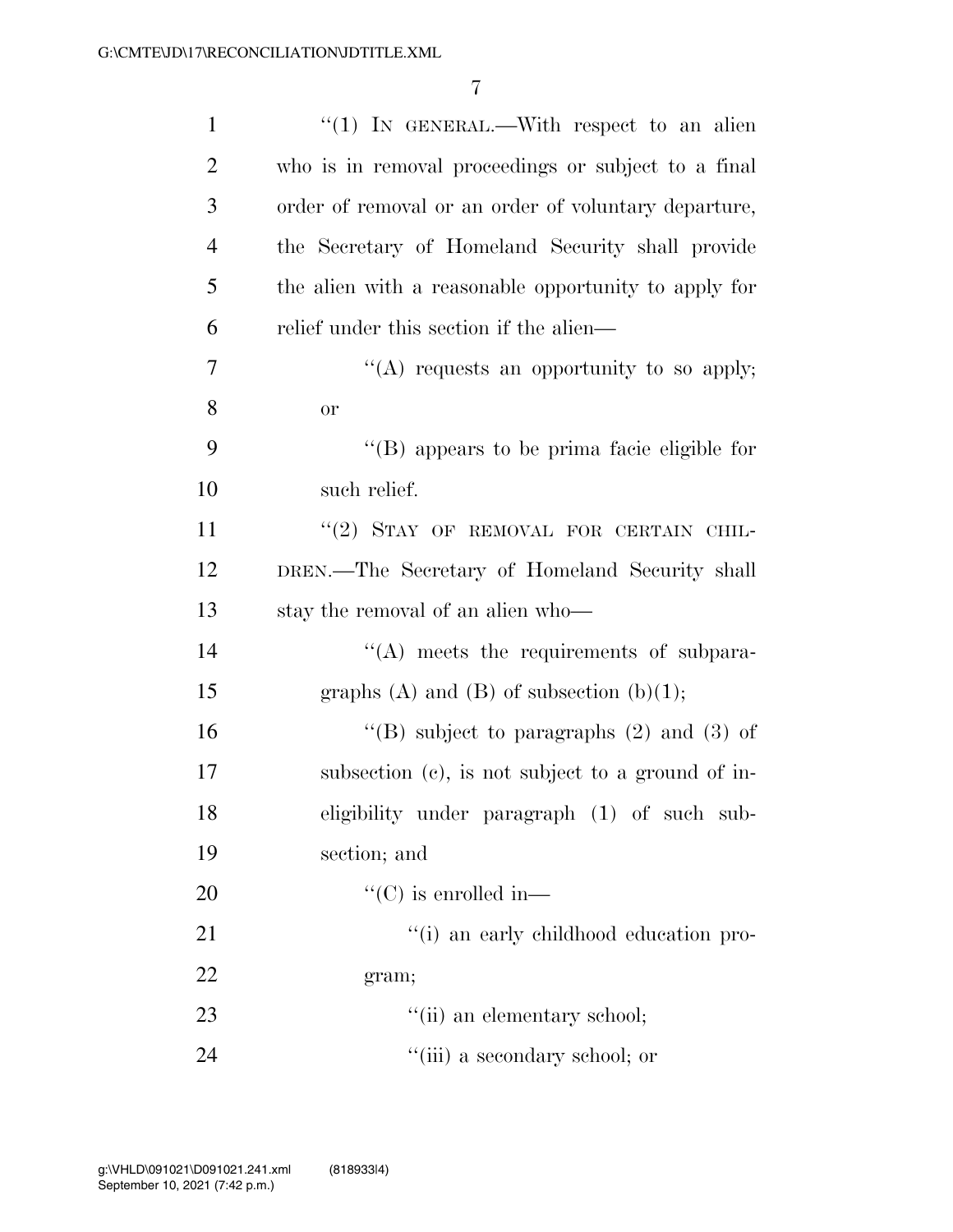"(1) IN GENERAL.—With respect to an alien who is in removal proceedings or subject to a final order of removal or an order of voluntary departure, the Secretary of Homeland Security shall provide the alien with a reasonable opportunity to apply for relief under this section if the alien—

"(A) requests an opportunity to so apply; or

"(B) appears to be prima facie eligible for such relief.

"(2) STAY OF REMOVAL FOR CERTAIN CHILDREN.—The Secretary of Homeland Security shall stay the removal of an alien who—

"(A) meets the requirements of subparagraphs (A) and (B) of subsection (b)(1);

"(B) subject to paragraphs (2) and (3) of subsection (c), is not subject to a ground of ineligibility under paragraph (1) of such subsection; and

"(C) is enrolled in—

"(i) an early childhood education program;

"(ii) an elementary school;

"(iii) a secondary school; or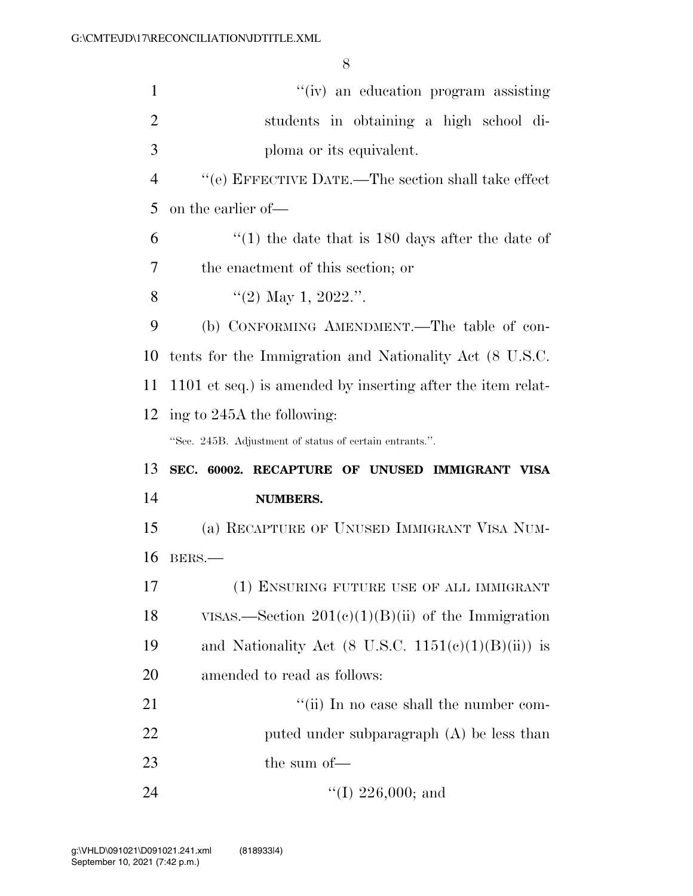"(iv) an education program assisting students in obtaining a high school diploma or its equivalent.

"(e) EFFECTIVE DATE.—The section shall take effect on the earlier of—

"(1) the date that is 180 days after the date of the enactment of this section; or

"(2) May 1, 2022.".

(b) CONFORMING AMENDMENT.—The table of contents for the Immigration and Nationality Act (8 U.S.C. 1101 et seq.) is amended by inserting after the item relating to 245A the following:

"Sec. 245B. Adjustment of status of certain entrants.".

**SEC. 60002. RECAPTURE OF UNUSED IMMIGRANT VISA NUMBERS.**

(a) RECAPTURE OF UNUSED IMMIGRANT VISA NUMBERS.—

(1) ENSURING FUTURE USE OF ALL IMMIGRANT VISAS.—Section 201(c)(1)(B)(ii) of the Immigration and Nationality Act (8 U.S.C. 1151(c)(1)(B)(ii)) is amended to read as follows:

"(ii) In no case shall the number computed under subparagraph (A) be less than the sum of—

"(I) 226,000; and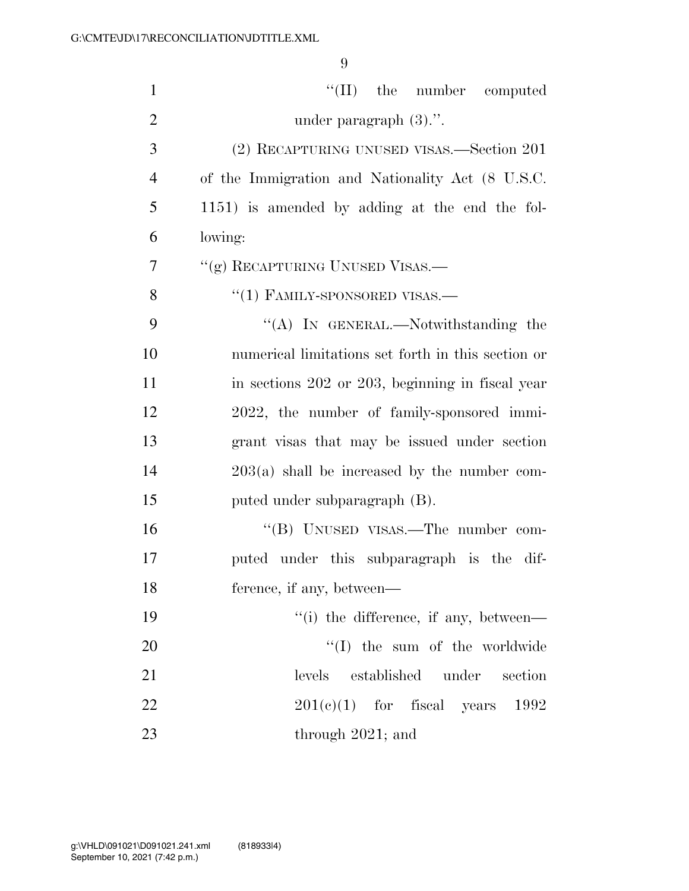''(II) the number computed under paragraph (3).''.

(2) RECAPTURING UNUSED VISAS.—Section 201 of the Immigration and Nationality Act (8 U.S.C. 1151) is amended by adding at the end the following:

''(g) RECAPTURING UNUSED VISAS.—

''(1) FAMILY-SPONSORED VISAS.—

''(A) IN GENERAL.—Notwithstanding the numerical limitations set forth in this section or in sections 202 or 203, beginning in fiscal year 2022, the number of family-sponsored immigrant visas that may be issued under section 203(a) shall be increased by the number computed under subparagraph (B).

''(B) UNUSED VISAS.—The number computed under this subparagraph is the difference, if any, between—

''(i) the difference, if any, between—

''(I) the sum of the worldwide levels established under section 201(c)(1) for fiscal years 1992 through 2021; and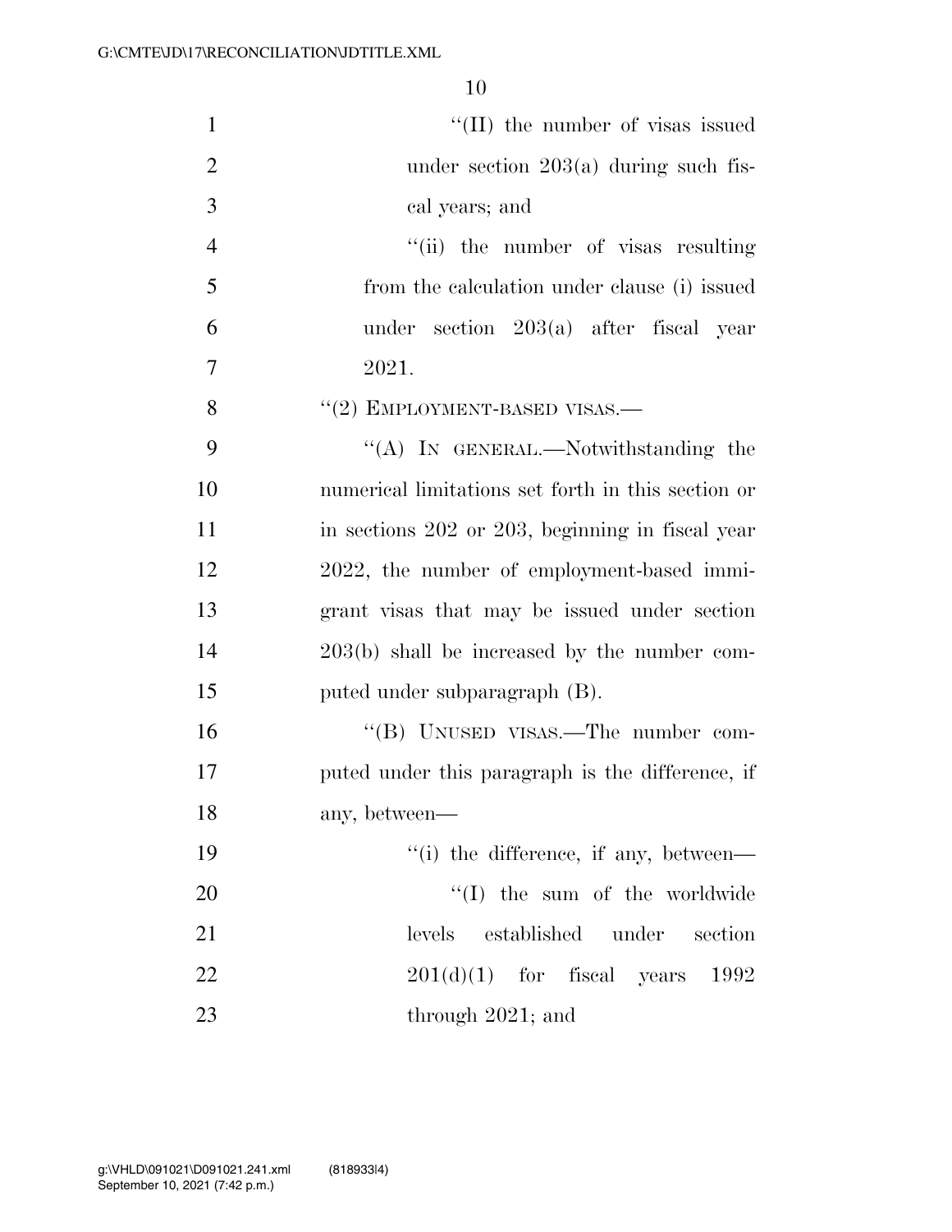''(II) the number of visas issued under section 203(a) during such fiscal years; and

''(ii) the number of visas resulting from the calculation under clause (i) issued under section 203(a) after fiscal year 2021.

''(2) EMPLOYMENT-BASED VISAS.—

''(A) IN GENERAL.—Notwithstanding the numerical limitations set forth in this section or in sections 202 or 203, beginning in fiscal year 2022, the number of employment-based immigrant visas that may be issued under section 203(b) shall be increased by the number computed under subparagraph (B).

''(B) UNUSED VISAS.—The number computed under this paragraph is the difference, if any, between—

''(i) the difference, if any, between—

''(I) the sum of the worldwide levels established under section 201(d)(1) for fiscal years 1992 through 2021; and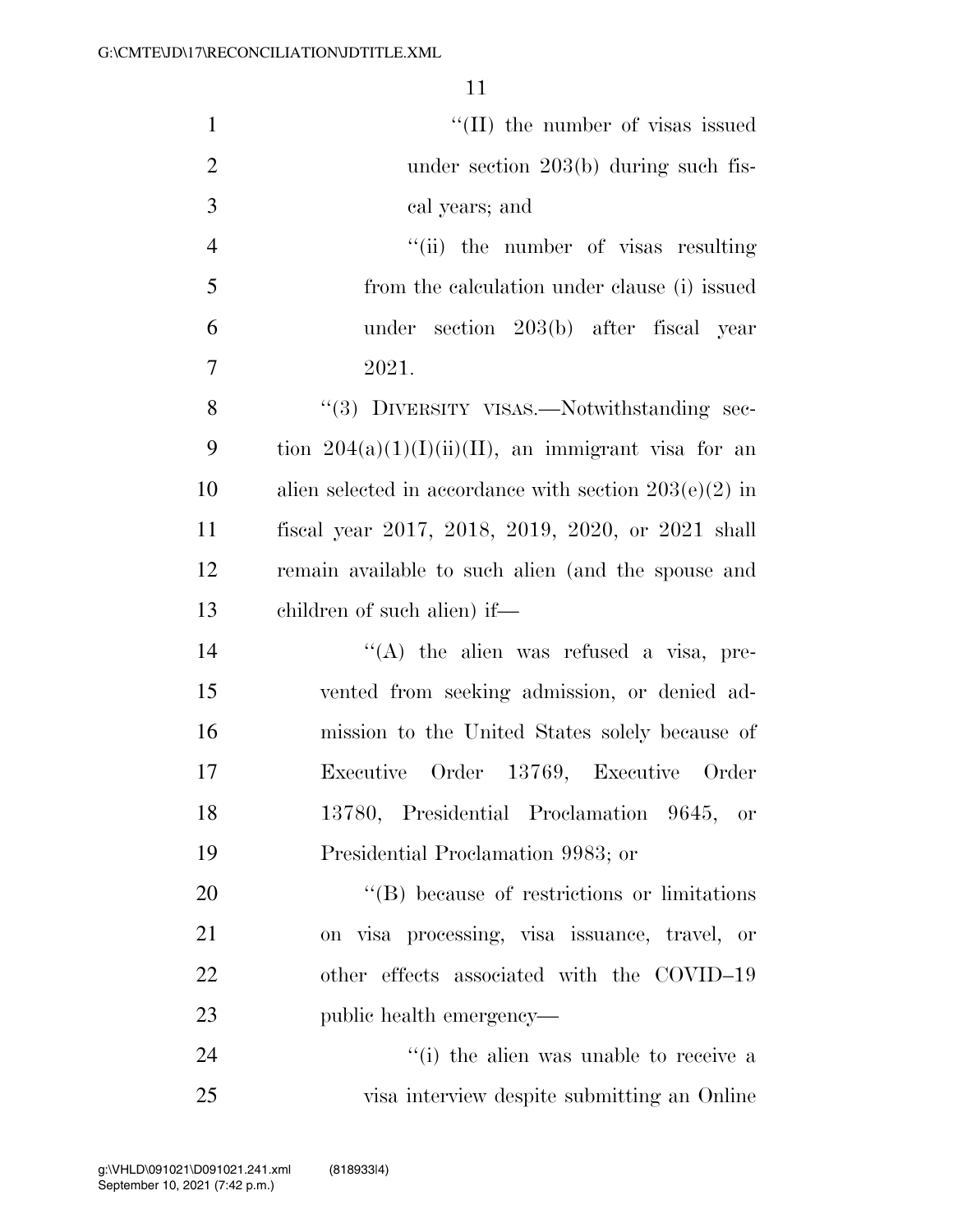"(II) the number of visas issued under section 203(b) during such fiscal years; and

"(ii) the number of visas resulting from the calculation under clause (i) issued under section 203(b) after fiscal year 2021.

"(3) DIVERSITY VISAS.—Notwithstanding section 204(a)(1)(I)(ii)(II), an immigrant visa for an alien selected in accordance with section 203(e)(2) in fiscal year 2017, 2018, 2019, 2020, or 2021 shall remain available to such alien (and the spouse and children of such alien) if—

"(A) the alien was refused a visa, prevented from seeking admission, or denied admission to the United States solely because of Executive Order 13769, Executive Order 13780, Presidential Proclamation 9645, or Presidential Proclamation 9983; or

"(B) because of restrictions or limitations on visa processing, visa issuance, travel, or other effects associated with the COVID–19 public health emergency—

"(i) the alien was unable to receive a visa interview despite submitting an Online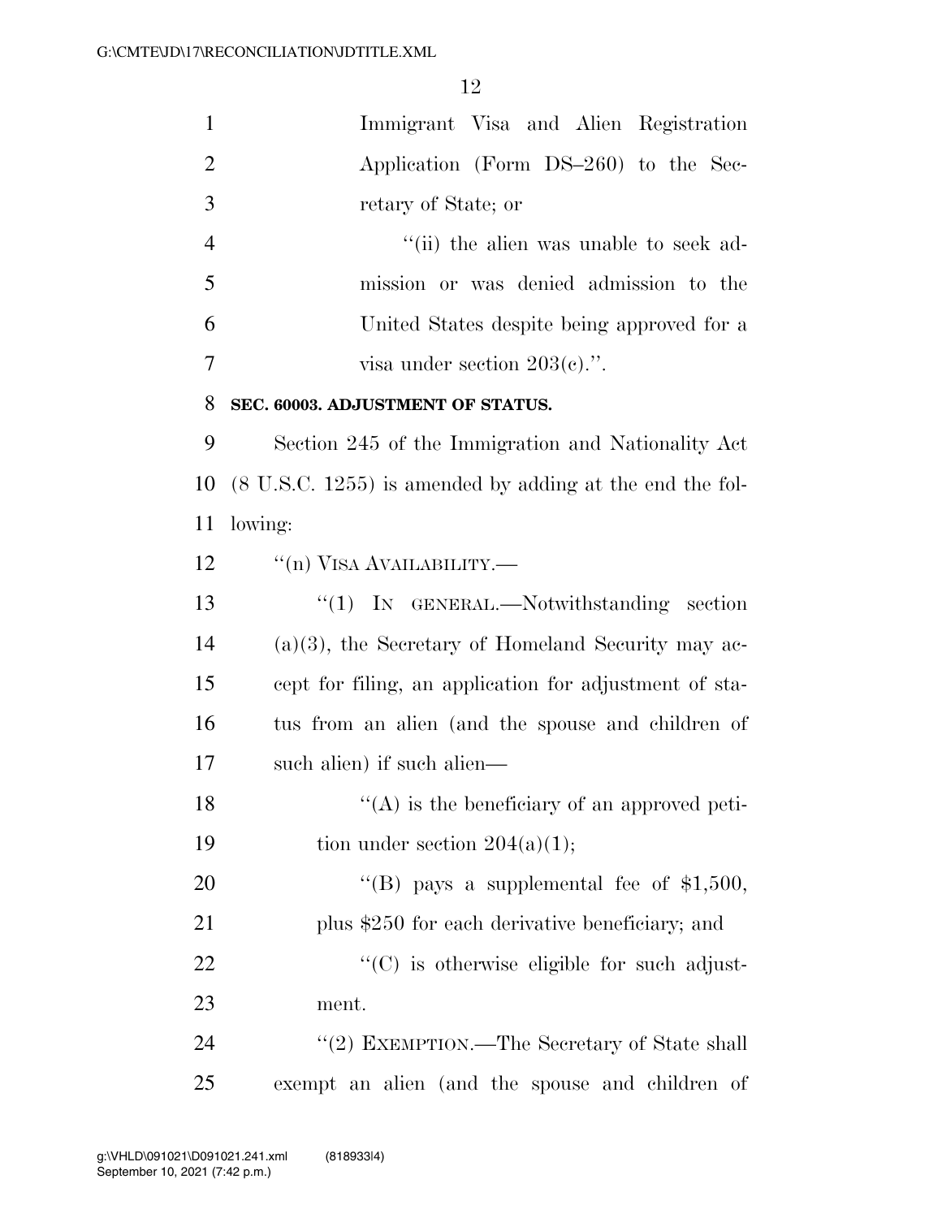Immigrant Visa and Alien Registration Application (Form DS–260) to the Secretary of State; or

''(ii) the alien was unable to seek admission or was denied admission to the United States despite being approved for a visa under section 203(c).''.

**SEC. 60003. ADJUSTMENT OF STATUS.**

Section 245 of the Immigration and Nationality Act (8 U.S.C. 1255) is amended by adding at the end the following:

''(n) VISA AVAILABILITY.—

''(1) IN GENERAL.—Notwithstanding section (a)(3), the Secretary of Homeland Security may accept for filing, an application for adjustment of status from an alien (and the spouse and children of such alien) if such alien—

''(A) is the beneficiary of an approved petition under section 204(a)(1);

''(B) pays a supplemental fee of $1,500, plus $250 for each derivative beneficiary; and

''(C) is otherwise eligible for such adjustment.

''(2) EXEMPTION.—The Secretary of State shall exempt an alien (and the spouse and children of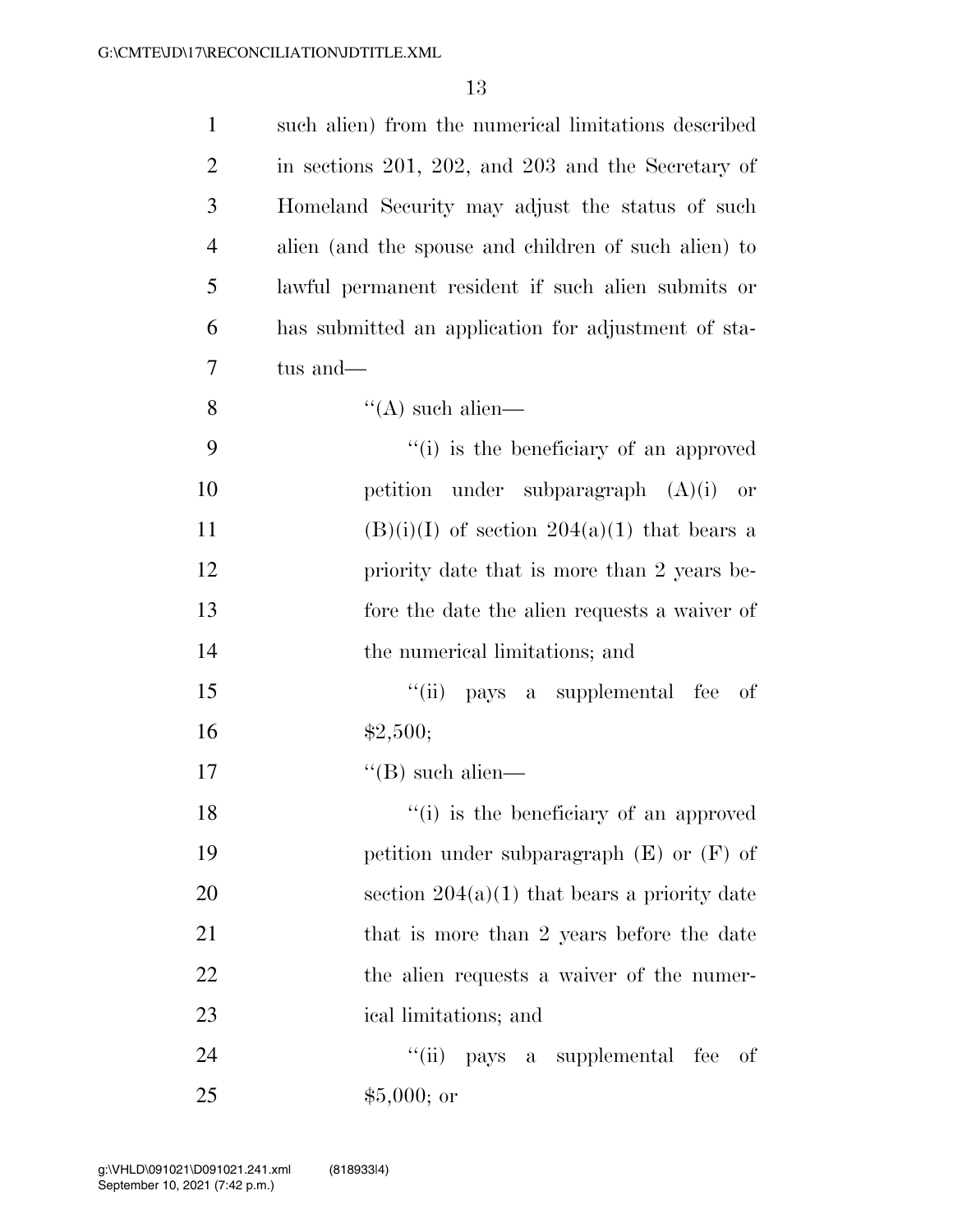such alien) from the numerical limitations described in sections 201, 202, and 203 and the Secretary of Homeland Security may adjust the status of such alien (and the spouse and children of such alien) to lawful permanent resident if such alien submits or has submitted an application for adjustment of status and—

''(A) such alien—

''(i) is the beneficiary of an approved petition under subparagraph (A)(i) or (B)(i)(I) of section 204(a)(1) that bears a priority date that is more than 2 years before the date the alien requests a waiver of the numerical limitations; and

''(ii) pays a supplemental fee of $2,500;

''(B) such alien—

''(i) is the beneficiary of an approved petition under subparagraph (E) or (F) of section 204(a)(1) that bears a priority date that is more than 2 years before the date the alien requests a waiver of the numerical limitations; and

''(ii) pays a supplemental fee of $5,000; or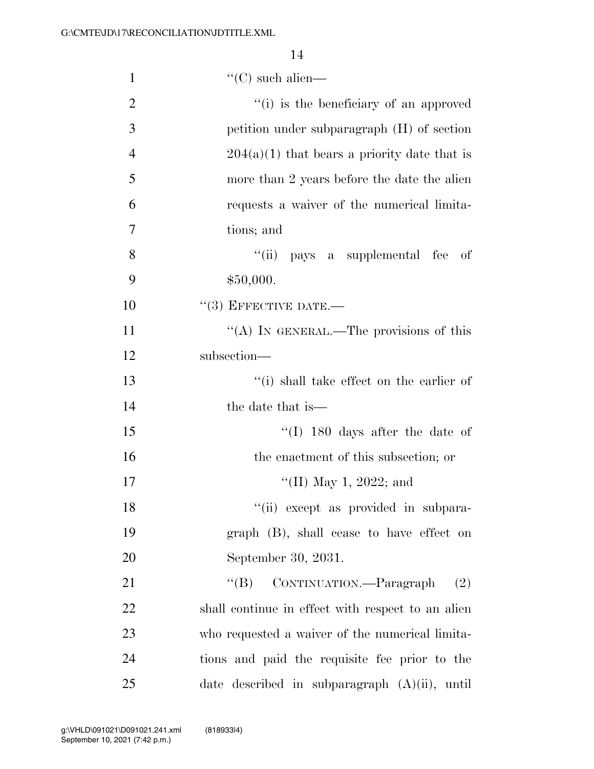"(C) such alien—

"(i) is the beneficiary of an approved petition under subparagraph (H) of section 204(a)(1) that bears a priority date that is more than 2 years before the date the alien requests a waiver of the numerical limitations; and

"(ii) pays a supplemental fee of $50,000.

"(3) EFFECTIVE DATE.—

"(A) IN GENERAL.—The provisions of this subsection—

"(i) shall take effect on the earlier of the date that is—

"(I) 180 days after the date of the enactment of this subsection; or

"(II) May 1, 2022; and

"(ii) except as provided in subparagraph (B), shall cease to have effect on September 30, 2031.

"(B) CONTINUATION.—Paragraph (2) shall continue in effect with respect to an alien who requested a waiver of the numerical limitations and paid the requisite fee prior to the date described in subparagraph (A)(ii), until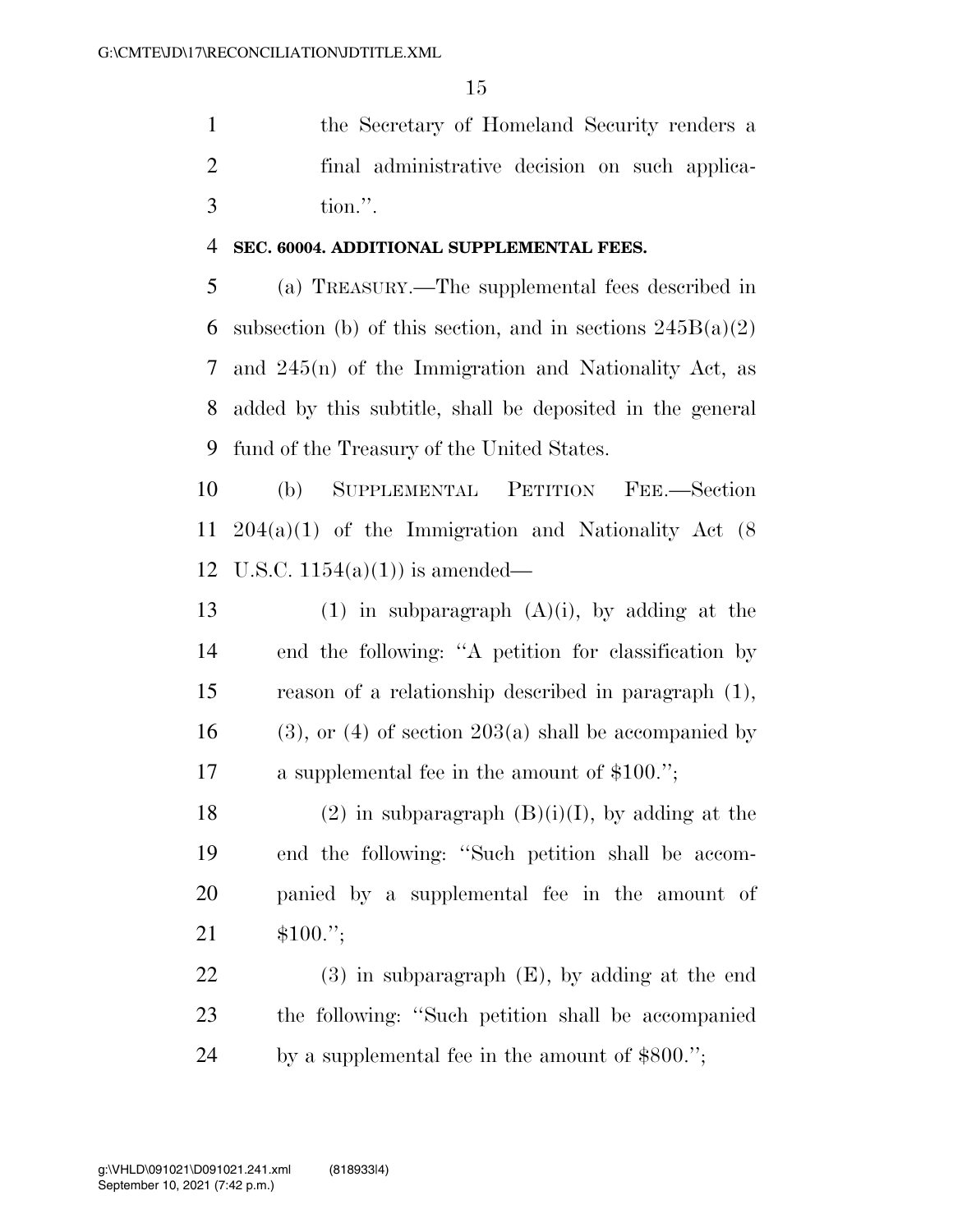the Secretary of Homeland Security renders a final administrative decision on such application.''.

**SEC. 60004. ADDITIONAL SUPPLEMENTAL FEES.**

(a) TREASURY.—The supplemental fees described in subsection (b) of this section, and in sections 245B(a)(2) and 245(n) of the Immigration and Nationality Act, as added by this subtitle, shall be deposited in the general fund of the Treasury of the United States.

(b) SUPPLEMENTAL PETITION FEE.—Section 204(a)(1) of the Immigration and Nationality Act (8 U.S.C. 1154(a)(1)) is amended—

(1) in subparagraph (A)(i), by adding at the end the following: ''A petition for classification by reason of a relationship described in paragraph (1), (3), or (4) of section 203(a) shall be accompanied by a supplemental fee in the amount of $100.'';

(2) in subparagraph (B)(i)(I), by adding at the end the following: ''Such petition shall be accompanied by a supplemental fee in the amount of $100.'';

(3) in subparagraph (E), by adding at the end the following: ''Such petition shall be accompanied by a supplemental fee in the amount of $800.'';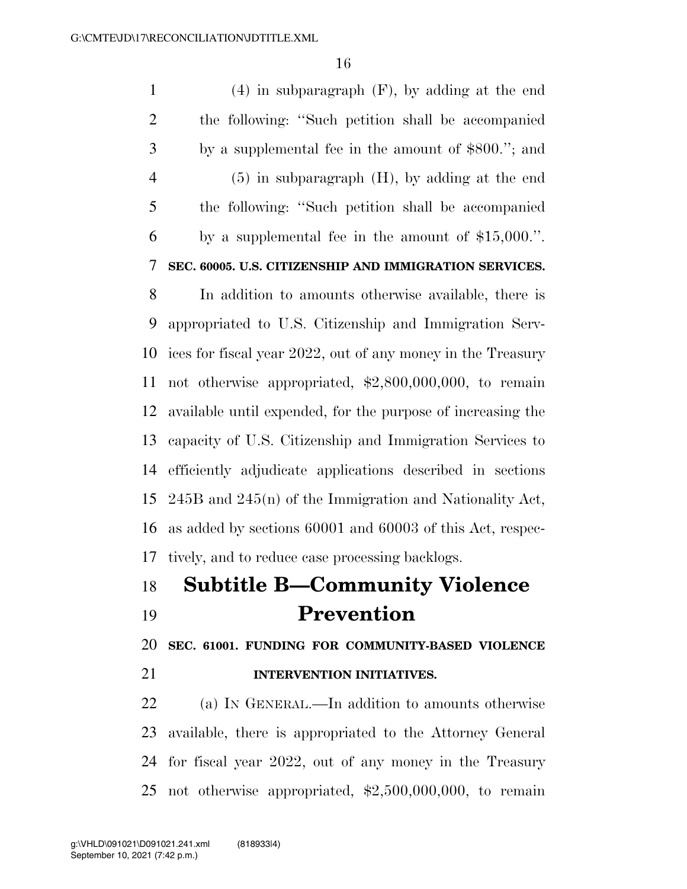(4) in subparagraph (F), by adding at the end the following: ''Such petition shall be accompanied by a supplemental fee in the amount of $800.''; and

(5) in subparagraph (H), by adding at the end the following: ''Such petition shall be accompanied by a supplemental fee in the amount of $15,000.''.

**SEC. 60005. U.S. CITIZENSHIP AND IMMIGRATION SERVICES.**

In addition to amounts otherwise available, there is appropriated to U.S. Citizenship and Immigration Services for fiscal year 2022, out of any money in the Treasury not otherwise appropriated, $2,800,000,000, to remain available until expended, for the purpose of increasing the capacity of U.S. Citizenship and Immigration Services to efficiently adjudicate applications described in sections 245B and 245(n) of the Immigration and Nationality Act, as added by sections 60001 and 60003 of this Act, respectively, and to reduce case processing backlogs.

## Subtitle B—Community Violence Prevention

**SEC. 61001. FUNDING FOR COMMUNITY-BASED VIOLENCE INTERVENTION INITIATIVES.**

(a) IN GENERAL.—In addition to amounts otherwise available, there is appropriated to the Attorney General for fiscal year 2022, out of any money in the Treasury not otherwise appropriated, $2,500,000,000, to remain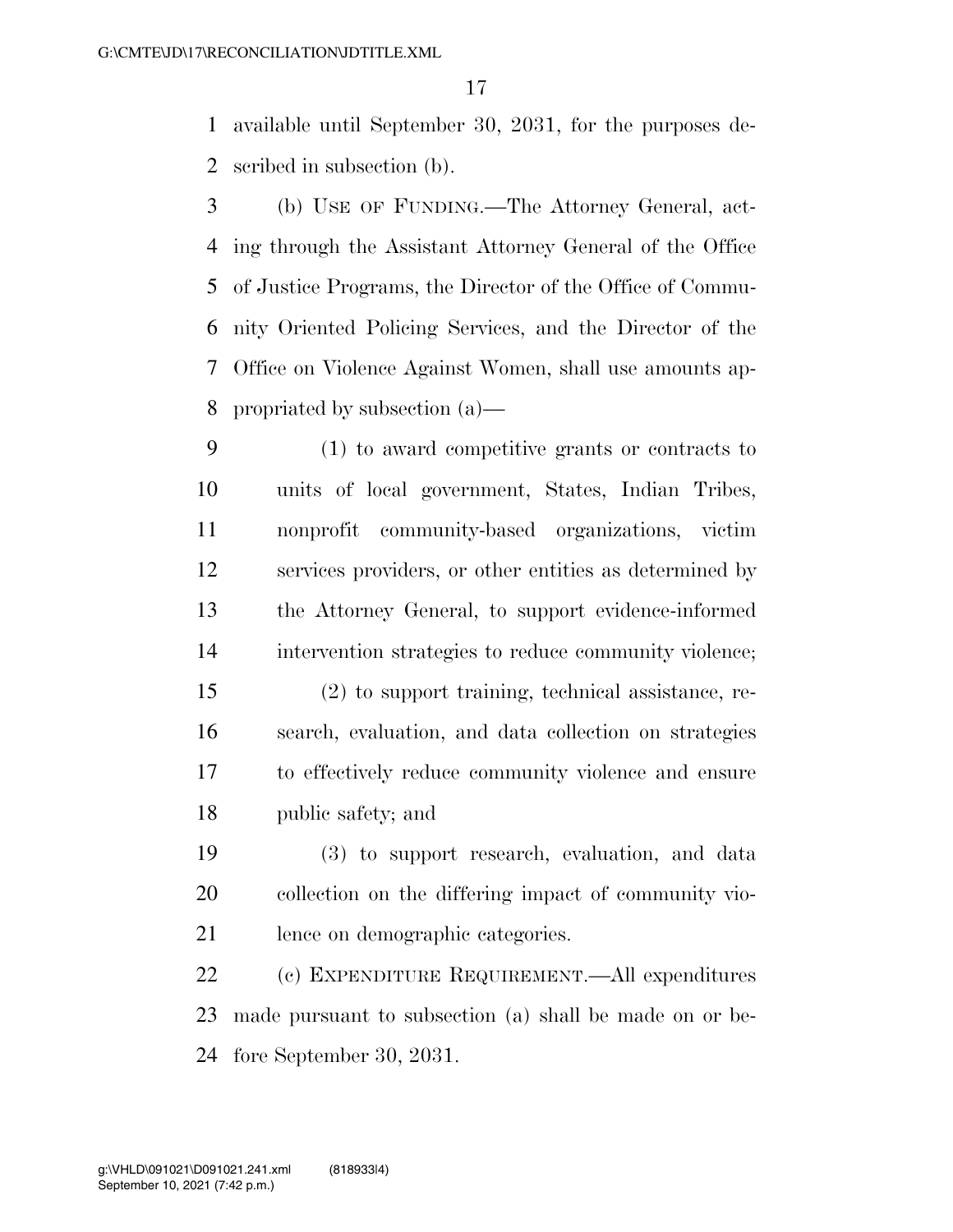available until September 30, 2031, for the purposes described in subsection (b).

(b) USE OF FUNDING.—The Attorney General, acting through the Assistant Attorney General of the Office of Justice Programs, the Director of the Office of Community Oriented Policing Services, and the Director of the Office on Violence Against Women, shall use amounts appropriated by subsection (a)—

(1) to award competitive grants or contracts to units of local government, States, Indian Tribes, nonprofit community-based organizations, victim services providers, or other entities as determined by the Attorney General, to support evidence-informed intervention strategies to reduce community violence;

(2) to support training, technical assistance, research, evaluation, and data collection on strategies to effectively reduce community violence and ensure public safety; and

(3) to support research, evaluation, and data collection on the differing impact of community violence on demographic categories.

(c) EXPENDITURE REQUIREMENT.—All expenditures made pursuant to subsection (a) shall be made on or before September 30, 2031.